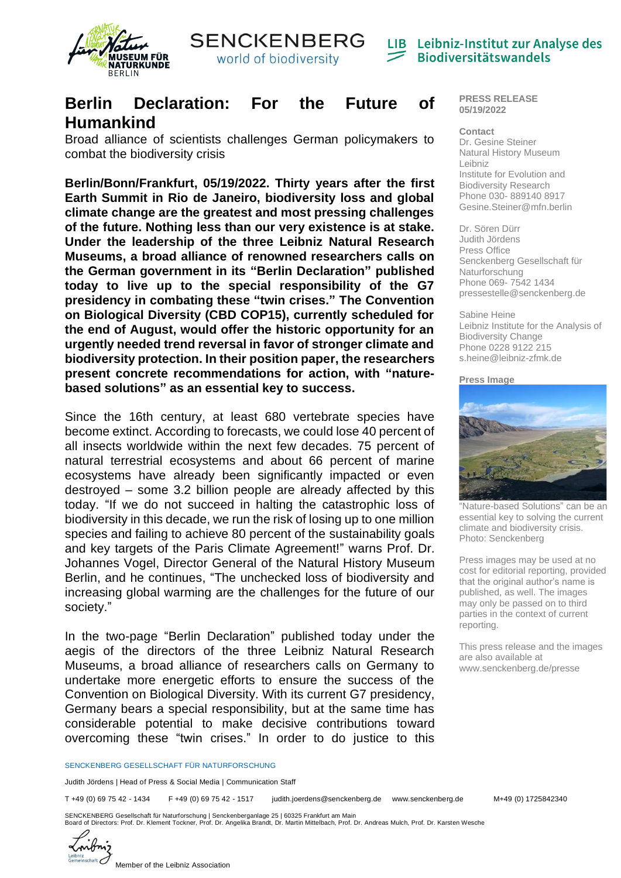# Berlin Declaration: For the Future of Humankind

Broad alliance of scientists challenges German policymakers to combat the biodiversity crisis

**Berlin/Bonn/Frankfurt, 05/19/2022. Thirty years after the first Earth Summit in Rio de Janeiro, biodiversity loss and global climate change are the greatest and most pressing challenges of the future. Nothing less than our very existence is at stake. Under the leadership of the three Leibniz Natural Research Museums, a broad alliance of renowned researchers calls on the German government in its "Berlin Declaration" published today to live up to the special responsibility of the G7 presidency in combating these "twin crises." The Convention on Biological Diversity (CBD COP15), currently scheduled for the end of August, would offer the historic opportunity for an urgently needed trend reversal in favor of stronger climate and biodiversity protection. In their position paper, the researchers present concrete recommendations for action, with "nature-based solutions" as an essential key to success.**

Since the 16th century, at least 680 vertebrate species have become extinct. According to forecasts, we could lose 40 percent of all insects worldwide within the next few decades. 75 percent of natural terrestrial ecosystems and about 66 percent of marine ecosystems have already been significantly impacted or even destroyed – some 3.2 billion people are already affected by this today. "If we do not succeed in halting the catastrophic loss of biodiversity in this decade, we run the risk of losing up to one million species and failing to achieve 80 percent of the sustainability goals and key targets of the Paris Climate Agreement!" warns Prof. Dr. Johannes Vogel, Director General of the Natural History Museum Berlin, and he continues, "The unchecked loss of biodiversity and increasing global warming are the challenges for the future of our society."

In the two-page "Berlin Declaration" published today under the aegis of the directors of the three Leibniz Natural Research Museums, a broad alliance of researchers calls on Germany to undertake more energetic efforts to ensure the success of the Convention on Biological Diversity. With its current G7 presidency, Germany bears a special responsibility, but at the same time has considerable potential to make decisive contributions toward overcoming these "twin crises." In order to do justice to this

**PRESS RELEASE**
**05/19/2022**

**Contact**
Dr. Gesine Steiner
Natural History Museum Leibniz
Institute for Evolution and Biodiversity Research
Phone 030- 889140 8917
Gesine.Steiner@mfn.berlin

Dr. Sören Dürr
Judith Jördens
Press Office
Senckenberg Gesellschaft für Naturforschung
Phone 069- 7542 1434
pressestelle@senckenberg.de

Sabine Heine
Leibniz Institute for the Analysis of Biodiversity Change
Phone 0228 9122 215
s.heine@leibniz-zfmk.de

**Press Image**

"Nature-based Solutions" can be an essential key to solving the current climate and biodiversity crisis. Photo: Senckenberg

Press images may be used at no cost for editorial reporting, provided that the original author's name is published, as well. The images may only be passed on to third parties in the context of current reporting.

This press release and the images are also available at www.senckenberg.de/presse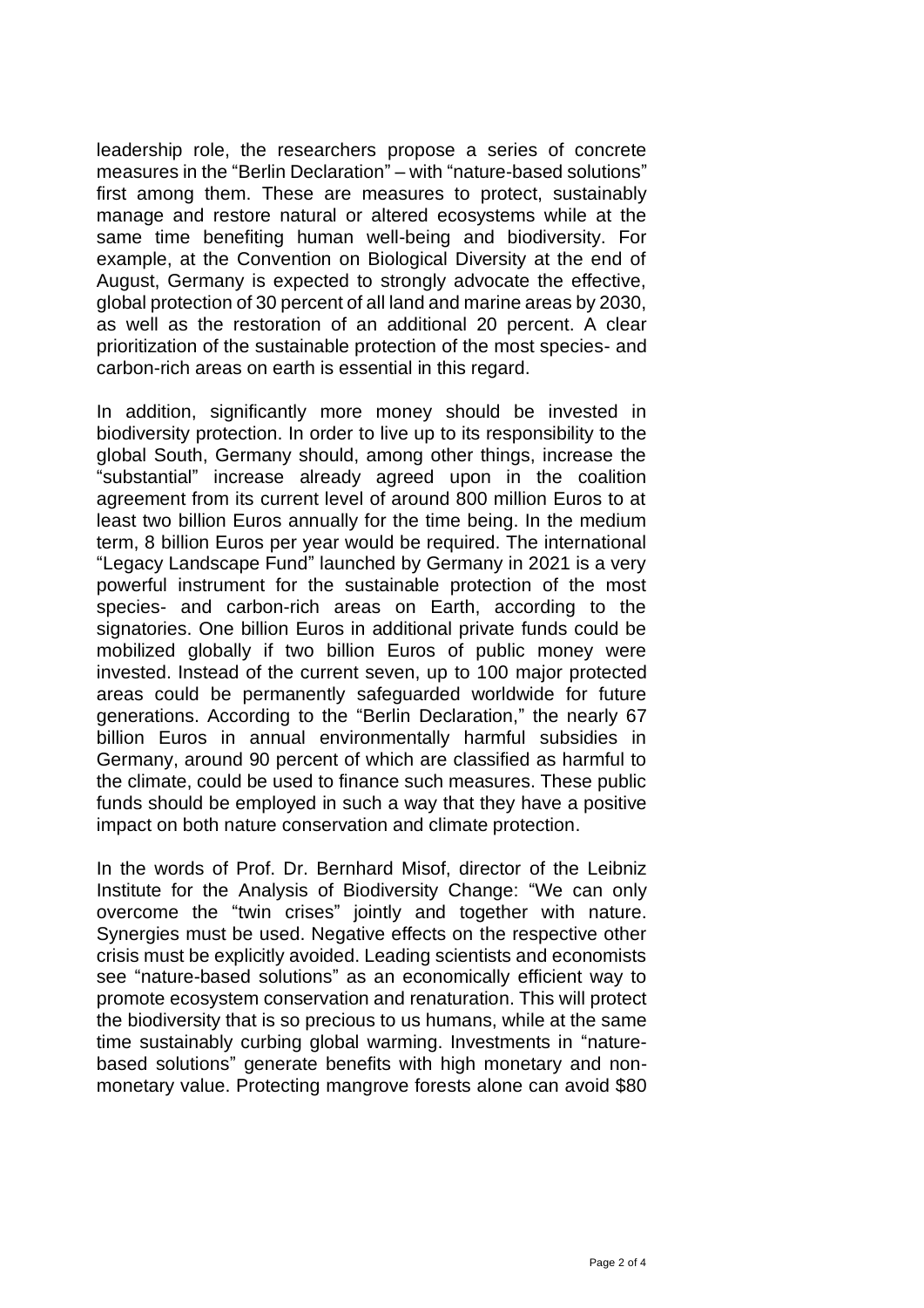leadership role, the researchers propose a series of concrete measures in the "Berlin Declaration" – with "nature-based solutions" first among them. These are measures to protect, sustainably manage and restore natural or altered ecosystems while at the same time benefiting human well-being and biodiversity. For example, at the Convention on Biological Diversity at the end of August, Germany is expected to strongly advocate the effective, global protection of 30 percent of all land and marine areas by 2030, as well as the restoration of an additional 20 percent. A clear prioritization of the sustainable protection of the most species- and carbon-rich areas on earth is essential in this regard.

In addition, significantly more money should be invested in biodiversity protection. In order to live up to its responsibility to the global South, Germany should, among other things, increase the "substantial" increase already agreed upon in the coalition agreement from its current level of around 800 million Euros to at least two billion Euros annually for the time being. In the medium term, 8 billion Euros per year would be required. The international "Legacy Landscape Fund" launched by Germany in 2021 is a very powerful instrument for the sustainable protection of the most species- and carbon-rich areas on Earth, according to the signatories. One billion Euros in additional private funds could be mobilized globally if two billion Euros of public money were invested. Instead of the current seven, up to 100 major protected areas could be permanently safeguarded worldwide for future generations. According to the "Berlin Declaration," the nearly 67 billion Euros in annual environmentally harmful subsidies in Germany, around 90 percent of which are classified as harmful to the climate, could be used to finance such measures. These public funds should be employed in such a way that they have a positive impact on both nature conservation and climate protection.

In the words of Prof. Dr. Bernhard Misof, director of the Leibniz Institute for the Analysis of Biodiversity Change: "We can only overcome the "twin crises" jointly and together with nature. Synergies must be used. Negative effects on the respective other crisis must be explicitly avoided. Leading scientists and economists see "nature-based solutions" as an economically efficient way to promote ecosystem conservation and renaturation. This will protect the biodiversity that is so precious to us humans, while at the same time sustainably curbing global warming. Investments in "nature-based solutions" generate benefits with high monetary and non-monetary value. Protecting mangrove forests alone can avoid $80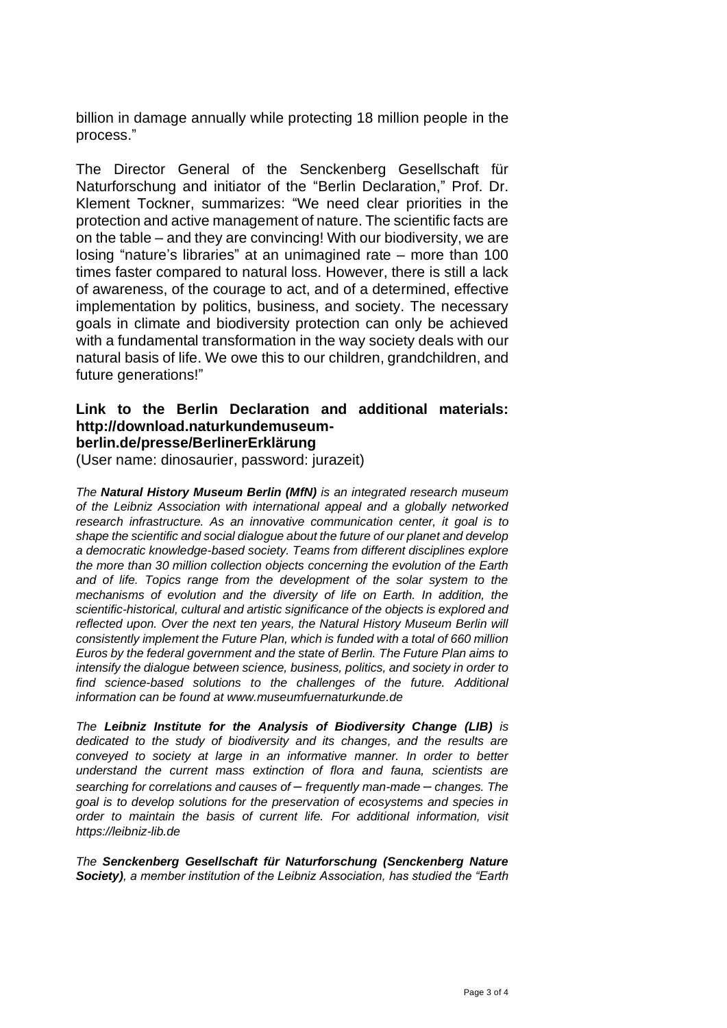billion in damage annually while protecting 18 million people in the process."

The Director General of the Senckenberg Gesellschaft für Naturforschung and initiator of the "Berlin Declaration," Prof. Dr. Klement Tockner, summarizes: "We need clear priorities in the protection and active management of nature. The scientific facts are on the table – and they are convincing! With our biodiversity, we are losing "nature's libraries" at an unimagined rate – more than 100 times faster compared to natural loss. However, there is still a lack of awareness, of the courage to act, and of a determined, effective implementation by politics, business, and society. The necessary goals in climate and biodiversity protection can only be achieved with a fundamental transformation in the way society deals with our natural basis of life. We owe this to our children, grandchildren, and future generations!"

**Link to the Berlin Declaration and additional materials: http://download.naturkundemuseum-berlin.de/presse/BerlinerErklärung**
(User name: dinosaurier, password: jurazeit)

*The **Natural History Museum Berlin (MfN)** is an integrated research museum of the Leibniz Association with international appeal and a globally networked research infrastructure. As an innovative communication center, it goal is to shape the scientific and social dialogue about the future of our planet and develop a democratic knowledge-based society. Teams from different disciplines explore the more than 30 million collection objects concerning the evolution of the Earth and of life. Topics range from the development of the solar system to the mechanisms of evolution and the diversity of life on Earth. In addition, the scientific-historical, cultural and artistic significance of the objects is explored and reflected upon. Over the next ten years, the Natural History Museum Berlin will consistently implement the Future Plan, which is funded with a total of 660 million Euros by the federal government and the state of Berlin. The Future Plan aims to intensify the dialogue between science, business, politics, and society in order to find science-based solutions to the challenges of the future. Additional information can be found at www.museumfuernaturkunde.de*

*The **Leibniz Institute for the Analysis of Biodiversity Change (LIB)** is dedicated to the study of biodiversity and its changes, and the results are conveyed to society at large in an informative manner. In order to better understand the current mass extinction of flora and fauna, scientists are searching for correlations and causes of – frequently man-made – changes. The goal is to develop solutions for the preservation of ecosystems and species in order to maintain the basis of current life. For additional information, visit https://leibniz-lib.de*

*The **Senckenberg Gesellschaft für Naturforschung (Senckenberg Nature Society)**, a member institution of the Leibniz Association, has studied the "Earth*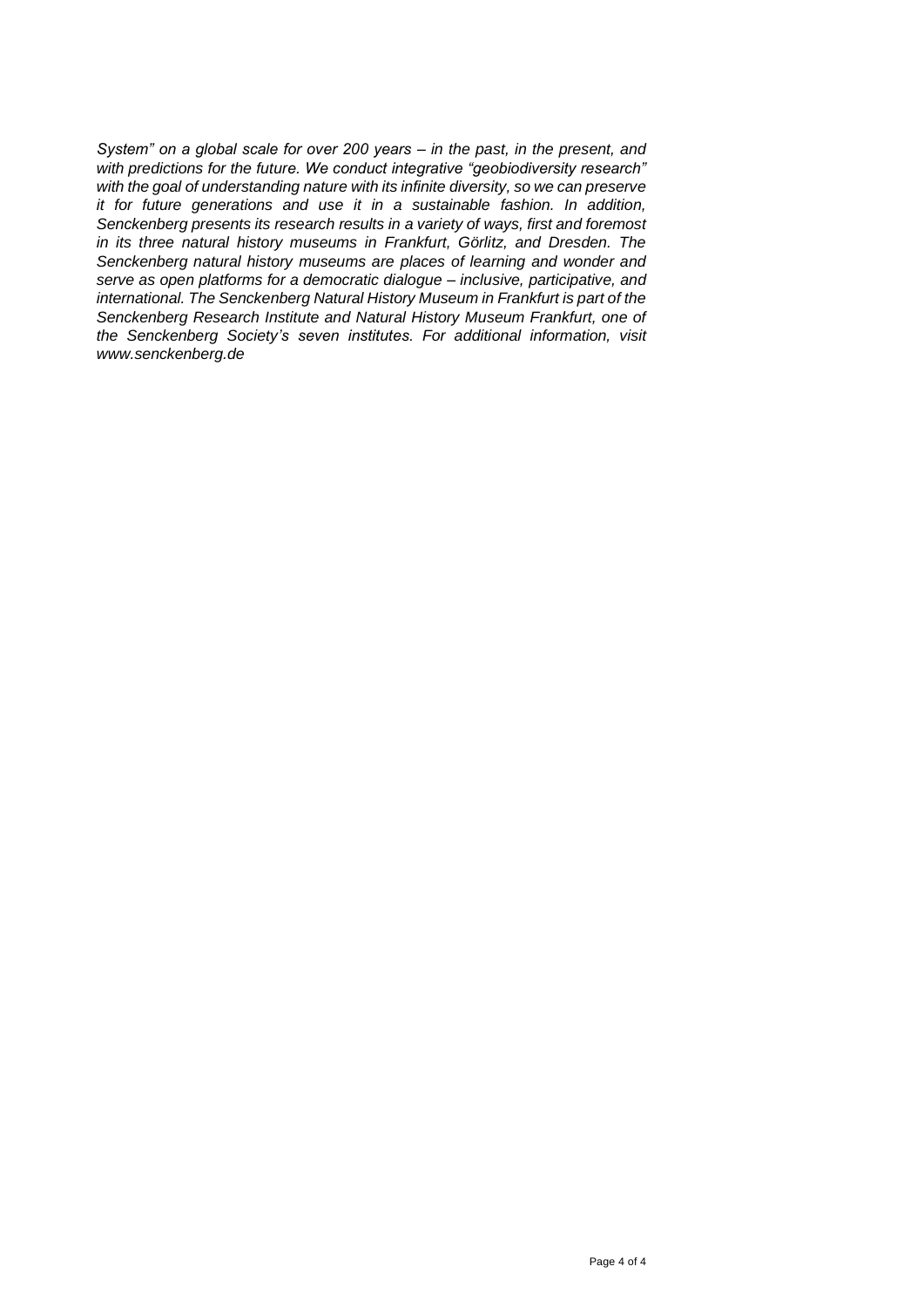*System" on a global scale for over 200 years – in the past, in the present, and with predictions for the future. We conduct integrative "geobiodiversity research" with the goal of understanding nature with its infinite diversity, so we can preserve it for future generations and use it in a sustainable fashion. In addition, Senckenberg presents its research results in a variety of ways, first and foremost in its three natural history museums in Frankfurt, Görlitz, and Dresden. The Senckenberg natural history museums are places of learning and wonder and serve as open platforms for a democratic dialogue – inclusive, participative, and international. The Senckenberg Natural History Museum in Frankfurt is part of the Senckenberg Research Institute and Natural History Museum Frankfurt, one of the Senckenberg Society's seven institutes. For additional information, visit www.senckenberg.de*